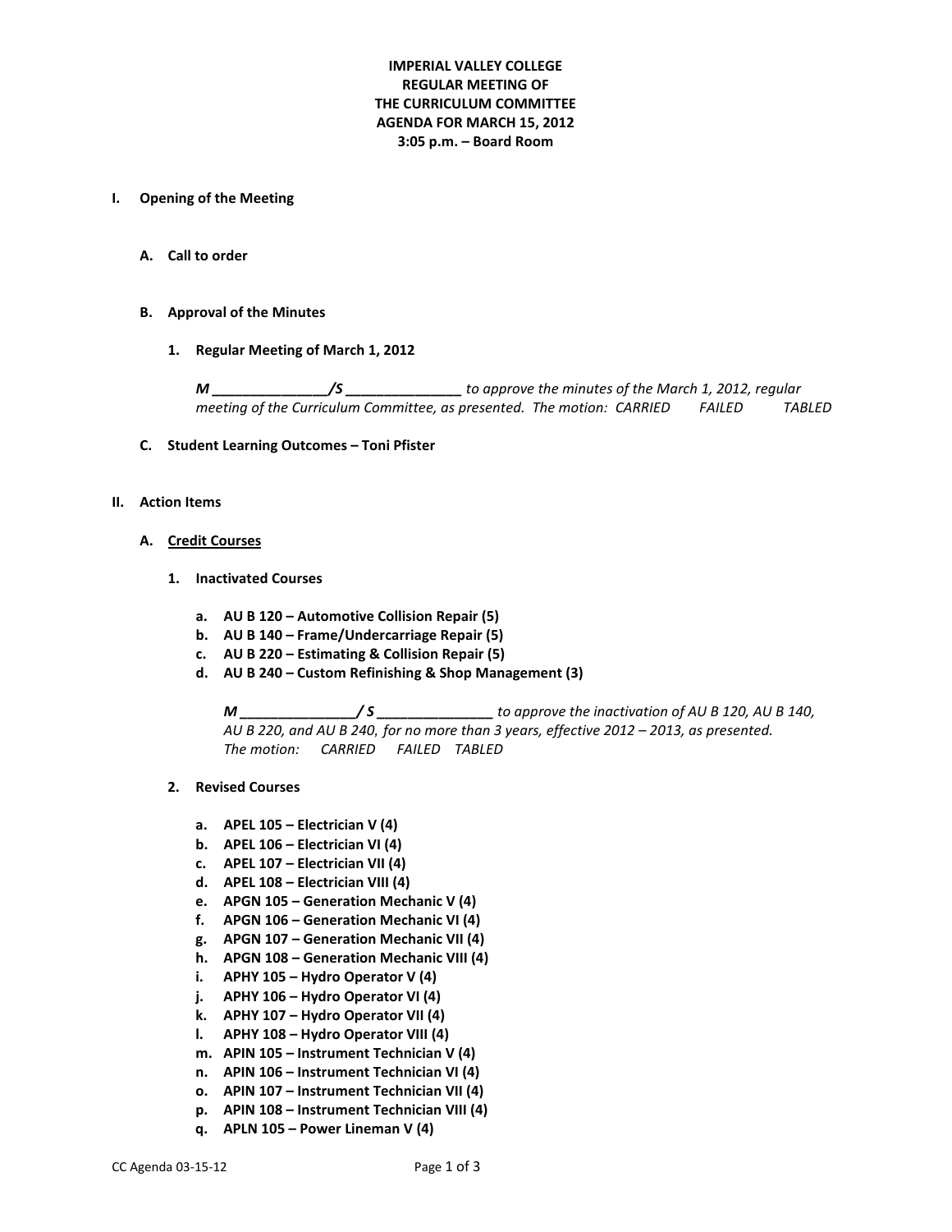**IMPERIAL VALLEY COLLEGE**
**REGULAR MEETING OF**
**THE CURRICULUM COMMITTEE**
**AGENDA FOR MARCH 15, 2012**
**3:05 p.m. – Board Room**

## I. Opening of the Meeting

### A. Call to order

### B. Approval of the Minutes

1. **Regular Meeting of March 1, 2012**

   ***M _______________/S _______________*** *to approve the minutes of the March 1, 2012, regular meeting of the Curriculum Committee, as presented. The motion: CARRIED FAILED TABLED*

### C. Student Learning Outcomes – Toni Pfister

## II. Action Items

### A. Credit Courses

1. **Inactivated Courses**

   a. **AU B 120 – Automotive Collision Repair (5)**
   b. **AU B 140 – Frame/Undercarriage Repair (5)**
   c. **AU B 220 – Estimating & Collision Repair (5)**
   d. **AU B 240 – Custom Refinishing & Shop Management (3)**

   ***M _______________/ S _______________*** *to approve the inactivation of AU B 120, AU B 140, AU B 220, and AU B 240, for no more than 3 years, effective 2012 – 2013, as presented. The motion: CARRIED FAILED TABLED*

2. **Revised Courses**

   a. **APEL 105 – Electrician V (4)**
   b. **APEL 106 – Electrician VI (4)**
   c. **APEL 107 – Electrician VII (4)**
   d. **APEL 108 – Electrician VIII (4)**
   e. **APGN 105 – Generation Mechanic V (4)**
   f. **APGN 106 – Generation Mechanic VI (4)**
   g. **APGN 107 – Generation Mechanic VII (4)**
   h. **APGN 108 – Generation Mechanic VIII (4)**
   i. **APHY 105 – Hydro Operator V (4)**
   j. **APHY 106 – Hydro Operator VI (4)**
   k. **APHY 107 – Hydro Operator VII (4)**
   l. **APHY 108 – Hydro Operator VIII (4)**
   m. **APIN 105 – Instrument Technician V (4)**
   n. **APIN 106 – Instrument Technician VI (4)**
   o. **APIN 107 – Instrument Technician VII (4)**
   p. **APIN 108 – Instrument Technician VIII (4)**
   q. **APLN 105 – Power Lineman V (4)**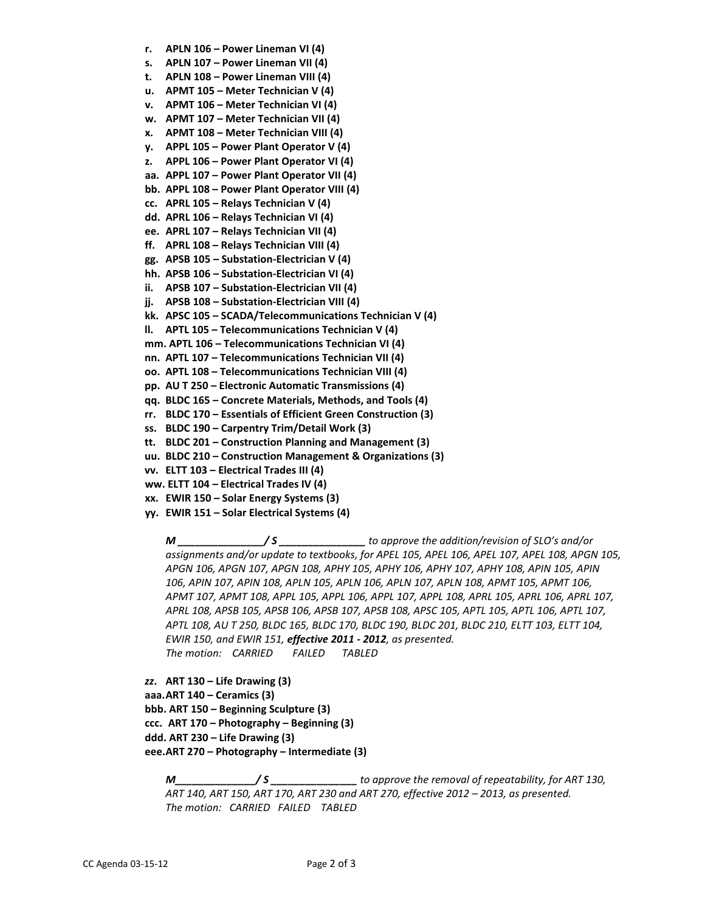r. **APLN 106 – Power Lineman VI (4)**
s. **APLN 107 – Power Lineman VII (4)**
t. **APLN 108 – Power Lineman VIII (4)**
u. **APMT 105 – Meter Technician V (4)**
v. **APMT 106 – Meter Technician VI (4)**
w. **APMT 107 – Meter Technician VII (4)**
x. **APMT 108 – Meter Technician VIII (4)**
y. **APPL 105 – Power Plant Operator V (4)**
z. **APPL 106 – Power Plant Operator VI (4)**
aa. **APPL 107 – Power Plant Operator VII (4)**
bb. **APPL 108 – Power Plant Operator VIII (4)**
cc. **APRL 105 – Relays Technician V (4)**
dd. **APRL 106 – Relays Technician VI (4)**
ee. **APRL 107 – Relays Technician VII (4)**
ff. **APRL 108 – Relays Technician VIII (4)**
gg. **APSB 105 – Substation-Electrician V (4)**
hh. **APSB 106 – Substation-Electrician VI (4)**
ii. **APSB 107 – Substation-Electrician VII (4)**
jj. **APSB 108 – Substation-Electrician VIII (4)**
kk. **APSC 105 – SCADA/Telecommunications Technician V (4)**
ll. **APTL 105 – Telecommunications Technician V (4)**
mm. **APTL 106 – Telecommunications Technician VI (4)**
nn. **APTL 107 – Telecommunications Technician VII (4)**
oo. **APTL 108 – Telecommunications Technician VIII (4)**
pp. **AU T 250 – Electronic Automatic Transmissions (4)**
qq. **BLDC 165 – Concrete Materials, Methods, and Tools (4)**
rr. **BLDC 170 – Essentials of Efficient Green Construction (3)**
ss. **BLDC 190 – Carpentry Trim/Detail Work (3)**
tt. **BLDC 201 – Construction Planning and Management (3)**
uu. **BLDC 210 – Construction Management & Organizations (3)**
vv. **ELTT 103 – Electrical Trades III (4)**
ww. **ELTT 104 – Electrical Trades IV (4)**
xx. **EWIR 150 – Solar Energy Systems (3)**
yy. **EWIR 151 – Solar Electrical Systems (4)**

> ***M _______________/ S _______________*** *to approve the addition/revision of SLO's and/or assignments and/or update to textbooks, for APEL 105, APEL 106, APEL 107, APEL 108, APGN 105, APGN 106, APGN 107, APGN 108, APHY 105, APHY 106, APHY 107, APHY 108, APIN 105, APIN 106, APIN 107, APIN 108, APLN 105, APLN 106, APLN 107, APLN 108, APMT 105, APMT 106, APMT 107, APMT 108, APPL 105, APPL 106, APPL 107, APPL 108, APRL 105, APRL 106, APRL 107, APRL 108, APSB 105, APSB 106, APSB 107, APSB 108, APSC 105, APTL 105, APTL 106, APTL 107, APTL 108, AU T 250, BLDC 165, BLDC 170, BLDC 190, BLDC 201, BLDC 210, ELTT 103, ELTT 104, EWIR 150, and EWIR 151,* ***effective 2011 - 2012****, as presented.*
> *The motion: CARRIED FAILED TABLED*

*zz*. **ART 130 – Life Drawing (3)**
aaa. **ART 140 – Ceramics (3)**
bbb. **ART 150 – Beginning Sculpture (3)**
ccc. **ART 170 – Photography – Beginning (3)**
ddd. **ART 230 – Life Drawing (3)**
eee. **ART 270 – Photography – Intermediate (3)**

> ***M______________/ S _______________*** *to approve the removal of repeatability, for ART 130, ART 140, ART 150, ART 170, ART 230 and ART 270, effective 2012 – 2013, as presented.*
> *The motion: CARRIED FAILED TABLED*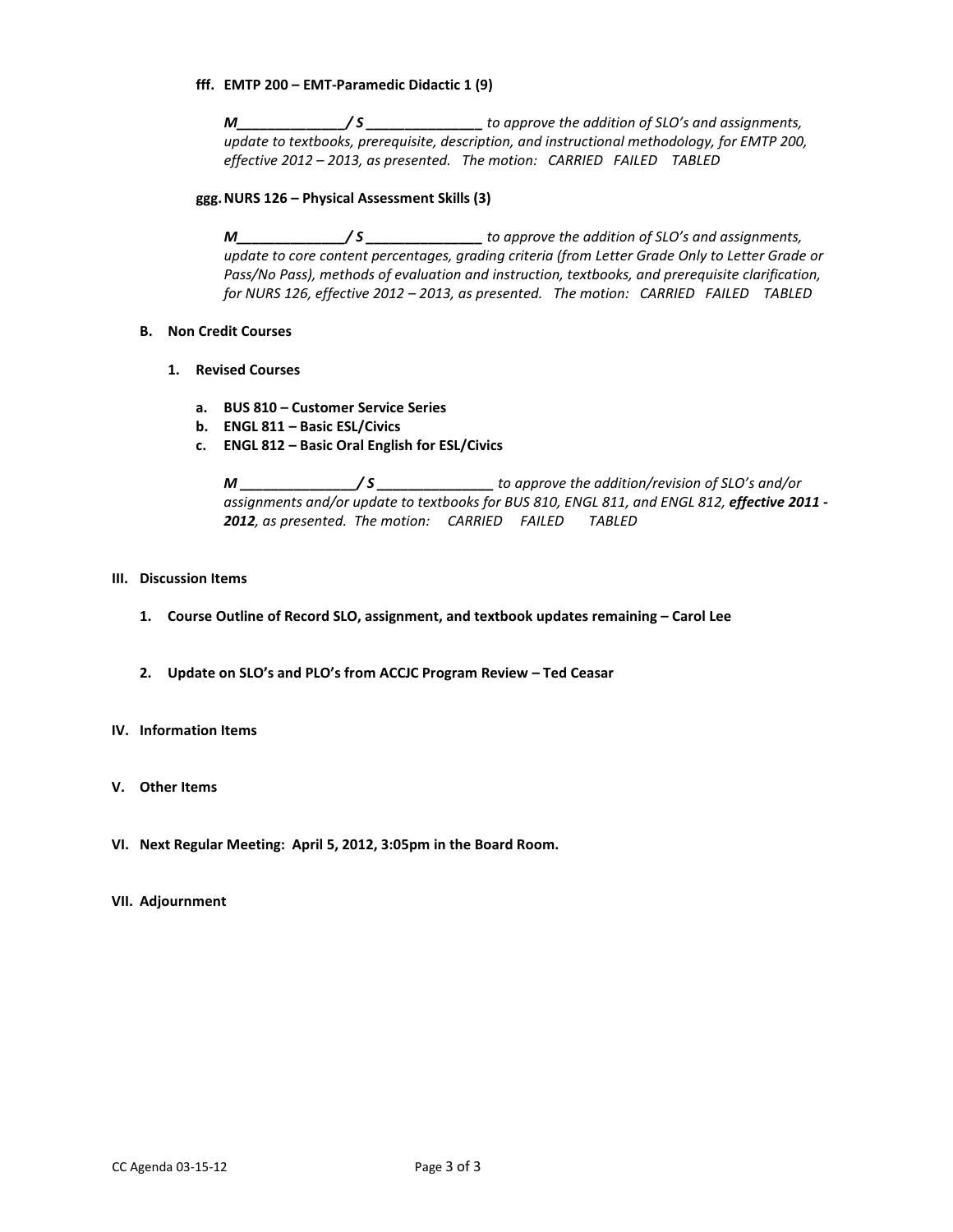fff. **EMTP 200 – EMT-Paramedic Didactic 1 (9)**

***M______________/ S _______________*** *to approve the addition of SLO's and assignments, update to textbooks, prerequisite, description, and instructional methodology, for EMTP 200, effective 2012 – 2013, as presented. The motion: CARRIED FAILED TABLED*

ggg. **NURS 126 – Physical Assessment Skills (3)**

***M______________/ S _______________*** *to approve the addition of SLO's and assignments, update to core content percentages, grading criteria (from Letter Grade Only to Letter Grade or Pass/No Pass), methods of evaluation and instruction, textbooks, and prerequisite clarification, for NURS 126, effective 2012 – 2013, as presented. The motion: CARRIED FAILED TABLED*

**B. Non Credit Courses**

**1. Revised Courses**

**a. BUS 810 – Customer Service Series**
**b. ENGL 811 – Basic ESL/Civics**
**c. ENGL 812 – Basic Oral English for ESL/Civics**

***M _______________/ S _______________*** *to approve the addition/revision of SLO's and/or assignments and/or update to textbooks for BUS 810, ENGL 811, and ENGL 812,* ***effective 2011 - 2012****, as presented. The motion: CARRIED FAILED TABLED*

## III. Discussion Items

**1. Course Outline of Record SLO, assignment, and textbook updates remaining – Carol Lee**

**2. Update on SLO's and PLO's from ACCJC Program Review – Ted Ceasar**

## IV. Information Items

## V. Other Items

## VI. Next Regular Meeting: April 5, 2012, 3:05pm in the Board Room.

## VII. Adjournment